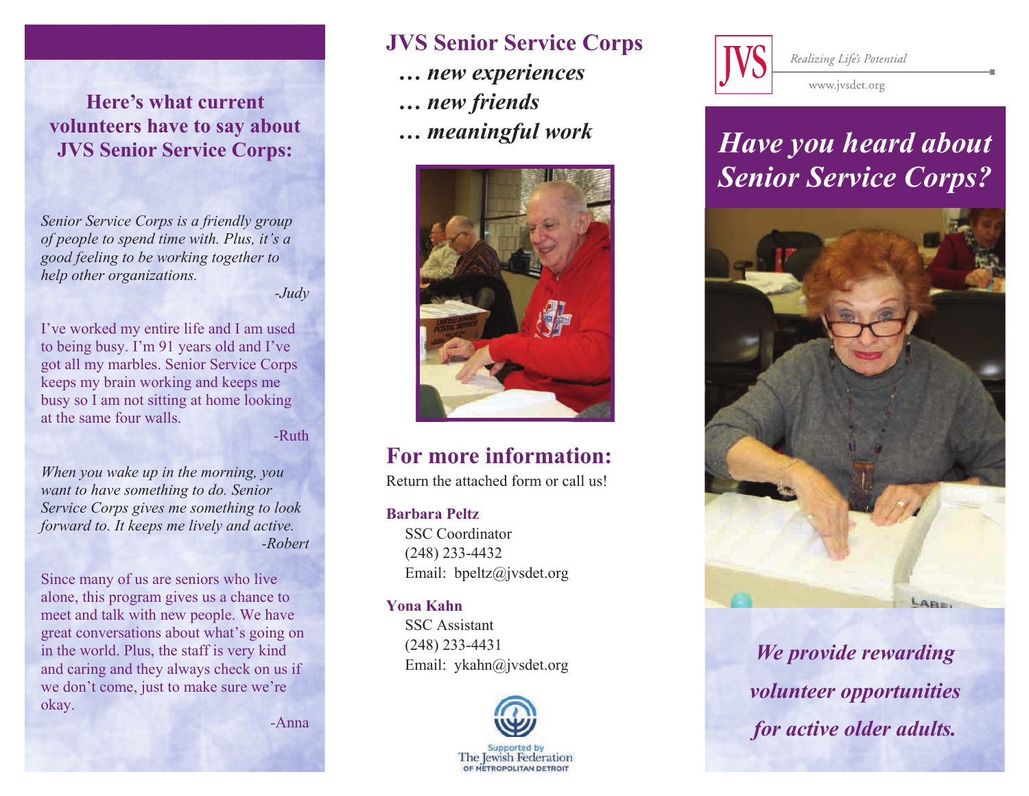## Here's what current volunteers have to say about JVS Senior Service Corps:

*Senior Service Corps is a friendly group of people to spend time with. Plus, it's a good feeling to be working together to help other organizations.*

*-Judy*

I've worked my entire life and I am used to being busy. I'm 91 years old and I've got all my marbles. Senior Service Corps keeps my brain working and keeps me busy so I am not sitting at home looking at the same four walls.

-Ruth

*When you wake up in the morning, you want to have something to do. Senior Service Corps gives me something to look forward to. It keeps me lively and active.*

*-Robert*

Since many of us are seniors who live alone, this program gives us a chance to meet and talk with new people. We have great conversations about what's going on in the world. Plus, the staff is very kind and caring and they always check on us if we don't come, just to make sure we're okay.

-Anna

## JVS Senior Service Corps

***… new experiences***

***… new friends***

***… meaningful work***

## For more information:

Return the attached form or call us!

**Barbara Peltz**
SSC Coordinator
(248) 233-4432
Email: bpeltz@jvsdet.org

**Yona Kahn**
SSC Assistant
(248) 233-4431
Email: ykahn@jvsdet.org

Supported by The Jewish Federation of Metropolitan Detroit

JVS *Realizing Life's Potential*
www.jvsdet.org

# *Have you heard about Senior Service Corps?*

***We provide rewarding volunteer opportunities for active older adults.***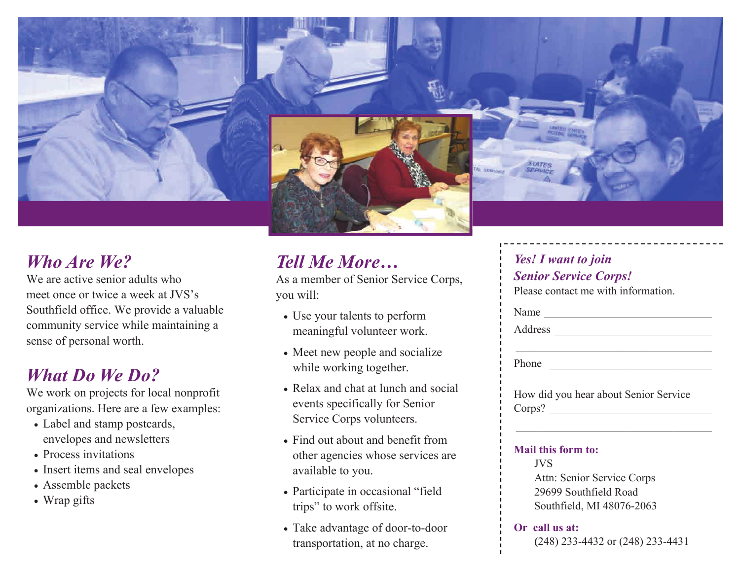## *Who Are We?*

We are active senior adults who meet once or twice a week at JVS's Southfield office. We provide a valuable community service while maintaining a sense of personal worth.

## *What Do We Do?*

We work on projects for local nonprofit organizations. Here are a few examples:

- Label and stamp postcards, envelopes and newsletters
- Process invitations
- Insert items and seal envelopes
- Assemble packets
- Wrap gifts

## *Tell Me More…*

As a member of Senior Service Corps, you will:

- Use your talents to perform meaningful volunteer work.
- Meet new people and socialize while working together.
- Relax and chat at lunch and social events specifically for Senior Service Corps volunteers.
- Find out about and benefit from other agencies whose services are available to you.
- Participate in occasional "field trips" to work offsite.
- Take advantage of door-to-door transportation, at no charge.

### *Yes! I want to join Senior Service Corps!*

Please contact me with information.

Name ______________________________

Address ____________________________

___________________________________

Phone ______________________________

How did you hear about Senior Service Corps? ____________________________

___________________________________

**Mail this form to:**

JVS
Attn: Senior Service Corps
29699 Southfield Road
Southfield, MI 48076-2063

**Or call us at:**

(248) 233-4432 or (248) 233-4431